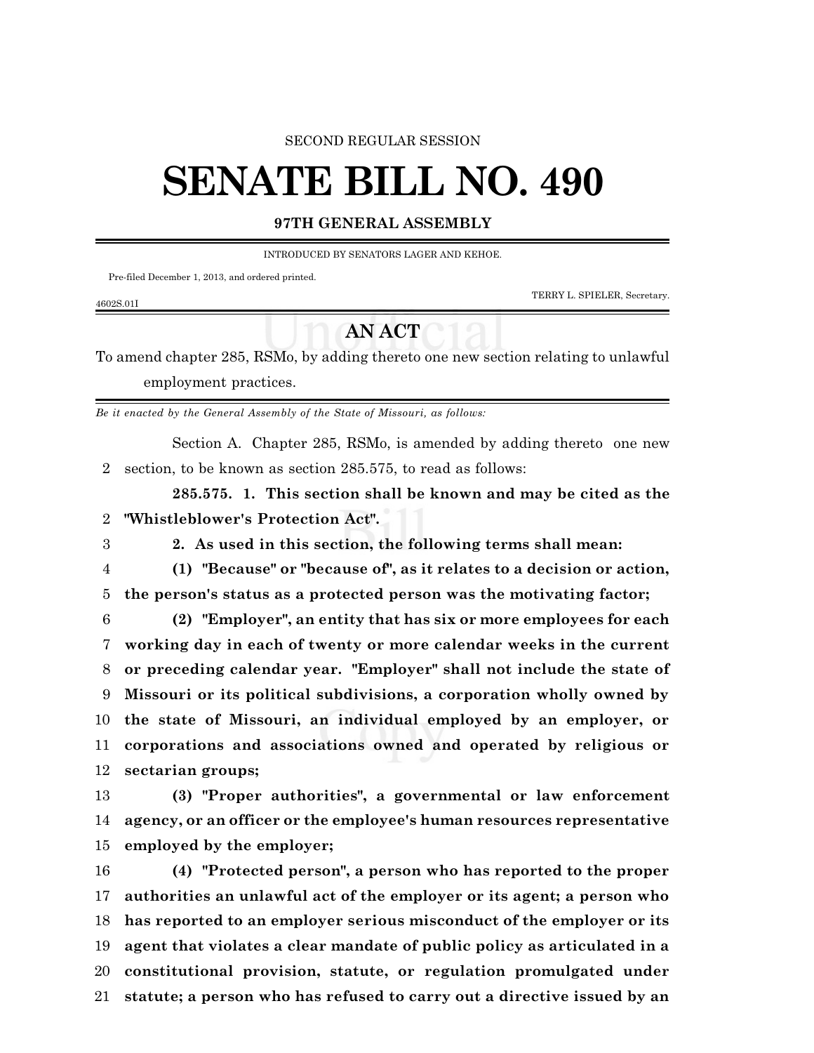SECOND REGULAR SESSION

# SENATE BILL NO. 490

**97TH GENERAL ASSEMBLY**

INTRODUCED BY SENATORS LAGER AND KEHOE.

Pre-filed December 1, 2013, and ordered printed.

TERRY L. SPIELER, Secretary.

4602S.01I

## AN ACT

To amend chapter 285, RSMo, by adding thereto one new section relating to unlawful employment practices.

*Be it enacted by the General Assembly of the State of Missouri, as follows:*

Section A. Chapter 285, RSMo, is amended by adding thereto one new section, to be known as section 285.575, to read as follows:

**285.575. 1. This section shall be known and may be cited as the "Whistleblower's Protection Act".**

**2. As used in this section, the following terms shall mean:**

**(1) "Because" or "because of", as it relates to a decision or action, the person's status as a protected person was the motivating factor;**

**(2) "Employer", an entity that has six or more employees for each working day in each of twenty or more calendar weeks in the current or preceding calendar year. "Employer" shall not include the state of Missouri or its political subdivisions, a corporation wholly owned by the state of Missouri, an individual employed by an employer, or corporations and associations owned and operated by religious or sectarian groups;**

**(3) "Proper authorities", a governmental or law enforcement agency, or an officer or the employee's human resources representative employed by the employer;**

**(4) "Protected person", a person who has reported to the proper authorities an unlawful act of the employer or its agent; a person who has reported to an employer serious misconduct of the employer or its agent that violates a clear mandate of public policy as articulated in a constitutional provision, statute, or regulation promulgated under statute; a person who has refused to carry out a directive issued by an**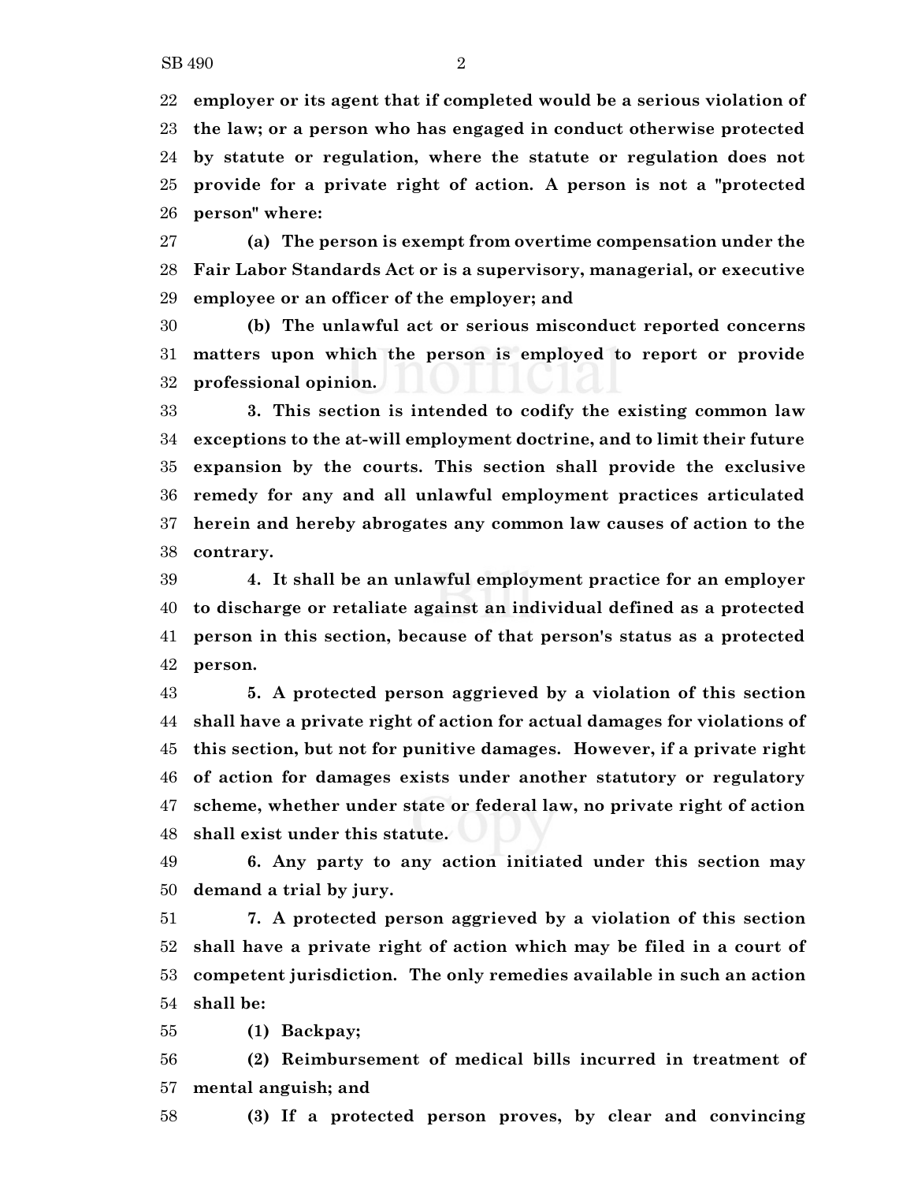**employer or its agent that if completed would be a serious violation of the law; or a person who has engaged in conduct otherwise protected by statute or regulation, where the statute or regulation does not provide for a private right of action. A person is not a "protected person" where:**

**(a) The person is exempt from overtime compensation under the Fair Labor Standards Act or is a supervisory, managerial, or executive employee or an officer of the employer; and**

**(b) The unlawful act or serious misconduct reported concerns matters upon which the person is employed to report or provide professional opinion.**

**3. This section is intended to codify the existing common law exceptions to the at-will employment doctrine, and to limit their future expansion by the courts. This section shall provide the exclusive remedy for any and all unlawful employment practices articulated herein and hereby abrogates any common law causes of action to the contrary.**

**4. It shall be an unlawful employment practice for an employer to discharge or retaliate against an individual defined as a protected person in this section, because of that person's status as a protected person.**

**5. A protected person aggrieved by a violation of this section shall have a private right of action for actual damages for violations of this section, but not for punitive damages. However, if a private right of action for damages exists under another statutory or regulatory scheme, whether under state or federal law, no private right of action shall exist under this statute.**

**6. Any party to any action initiated under this section may demand a trial by jury.**

**7. A protected person aggrieved by a violation of this section shall have a private right of action which may be filed in a court of competent jurisdiction. The only remedies available in such an action shall be:**

**(1) Backpay;**

**(2) Reimbursement of medical bills incurred in treatment of mental anguish; and**

**(3) If a protected person proves, by clear and convincing**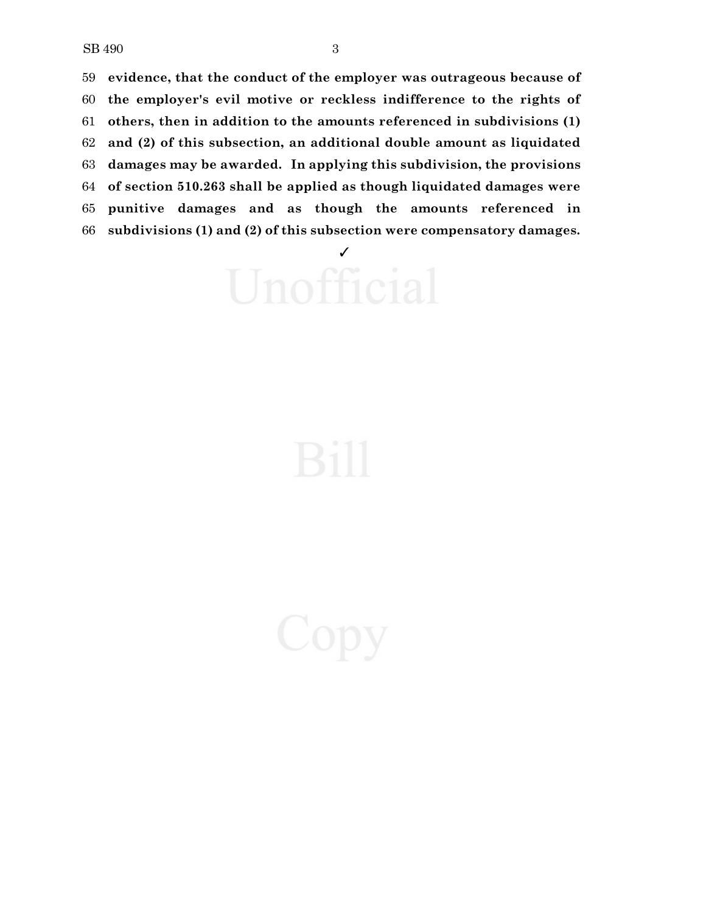59 **evidence, that the conduct of the employer was outrageous because of**
60 **the employer's evil motive or reckless indifference to the rights of**
61 **others, then in addition to the amounts referenced in subdivisions (1)**
62 **and (2) of this subsection, an additional double amount as liquidated**
63 **damages may be awarded. In applying this subdivision, the provisions**
64 **of section 510.263 shall be applied as though liquidated damages were**
65 **punitive damages and as though the amounts referenced in**
66 **subdivisions (1) and (2) of this subsection were compensatory damages.**

✓